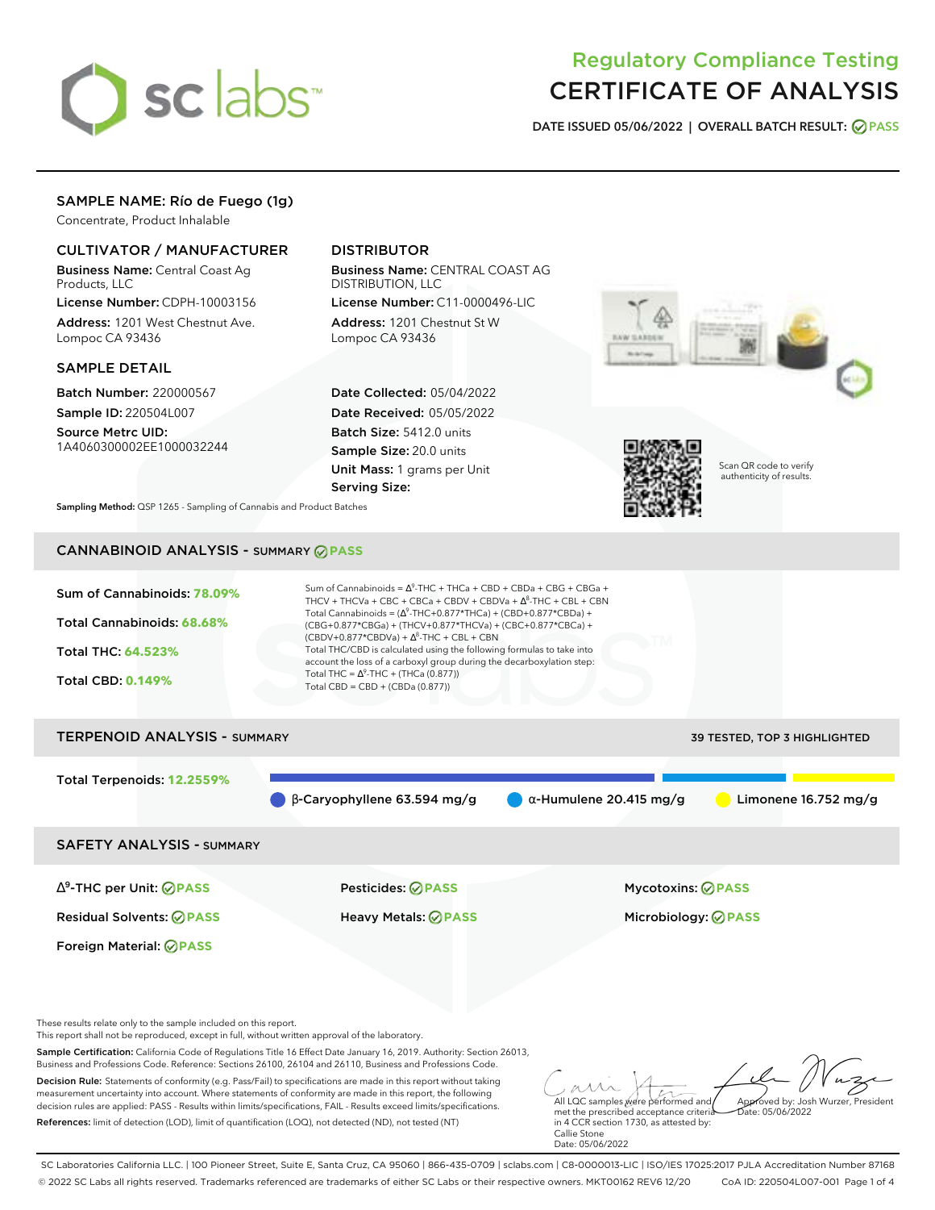# Regulatory Compliance Testing
# CERTIFICATE OF ANALYSIS

**DATE ISSUED 05/06/2022 | OVERALL BATCH RESULT: PASS**

## SAMPLE NAME: Río de Fuego (1g)

Concentrate, Product Inhalable

### CULTIVATOR / MANUFACTURER

**Business Name:** Central Coast Ag Products, LLC
**License Number:** CDPH-10003156
**Address:** 1201 West Chestnut Ave. Lompoc CA 93436

### DISTRIBUTOR

**Business Name:** CENTRAL COAST AG DISTRIBUTION, LLC
**License Number:** C11-0000496-LIC
**Address:** 1201 Chestnut St W Lompoc CA 93436

### SAMPLE DETAIL

**Batch Number:** 220000567
**Sample ID:** 220504L007
**Source Metrc UID:** 1A4060300002EE1000032244

**Date Collected:** 05/04/2022
**Date Received:** 05/05/2022
**Batch Size:** 5412.0 units
**Sample Size:** 20.0 units
**Unit Mass:** 1 grams per Unit
**Serving Size:**

Scan QR code to verify authenticity of results.

**Sampling Method:** QSP 1265 - Sampling of Cannabis and Product Batches

## CANNABINOID ANALYSIS - SUMMARY PASS

**Sum of Cannabinoids:** 78.09%
**Total Cannabinoids:** 68.68%
**Total THC:** 64.523%
**Total CBD:** 0.149%

Sum of Cannabinoids = $\Delta^9$-THC + THCa + CBD + CBDa + CBG + CBGa + THCV + THCVa + CBC + CBCa + CBDV + CBDVa + $\Delta^8$-THC + CBL + CBN
Total Cannabinoids = ($\Delta^9$-THC+0.877*THCa) + (CBD+0.877*CBDa) + (CBG+0.877*CBGa) + (THCV+0.877*THCVa) + (CBC+0.877*CBCa) + (CBDV+0.877*CBDVa) + $\Delta^8$-THC + CBL + CBN
Total THC/CBD is calculated using the following formulas to take into account the loss of a carboxyl group during the decarboxylation step:
Total THC = $\Delta^9$-THC + (THCa (0.877))
Total CBD = CBD + (CBDa (0.877))

## TERPENOID ANALYSIS - SUMMARY

39 TESTED, TOP 3 HIGHLIGHTED

**Total Terpenoids:** 12.2559%

β-Caryophyllene 63.594 mg/g | α-Humulene 20.415 mg/g | Limonene 16.752 mg/g

## SAFETY ANALYSIS - SUMMARY

| | | |
|---|---|---|
| $\Delta^9$-THC per Unit: PASS | Pesticides: PASS | Mycotoxins: PASS |
| Residual Solvents: PASS | Heavy Metals: PASS | Microbiology: PASS |
| Foreign Material: PASS | | |

These results relate only to the sample included on this report.
This report shall not be reproduced, except in full, without written approval of the laboratory.

**Sample Certification:** California Code of Regulations Title 16 Effect Date January 16, 2019. Authority: Section 26013, Business and Professions Code. Reference: Sections 26100, 26104 and 26110, Business and Professions Code.

**Decision Rule:** Statements of conformity (e.g. Pass/Fail) to specifications are made in this report without taking measurement uncertainty into account. Where statements of conformity are made in this report, the following decision rules are applied: PASS - Results within limits/specifications, FAIL - Results exceed limits/specifications.

**References:** limit of detection (LOD), limit of quantification (LOQ), not detected (ND), not tested (NT)

All LQC samples were performed and met the prescribed acceptance criteria in 4 CCR section 1730, as attested by: Callie Stone
Date: 05/06/2022

Approved by: Josh Wurzer, President
Date: 05/06/2022

SC Laboratories California LLC. | 100 Pioneer Street, Suite E, Santa Cruz, CA 95060 | 866-435-0709 | sclabs.com | C8-0000013-LIC | ISO/IES 17025:2017 PJLA Accreditation Number 87168
© 2022 SC Labs all rights reserved. Trademarks referenced are trademarks of either SC Labs or their respective owners. MKT00162 REV6 12/20 CoA ID: 220504L007-001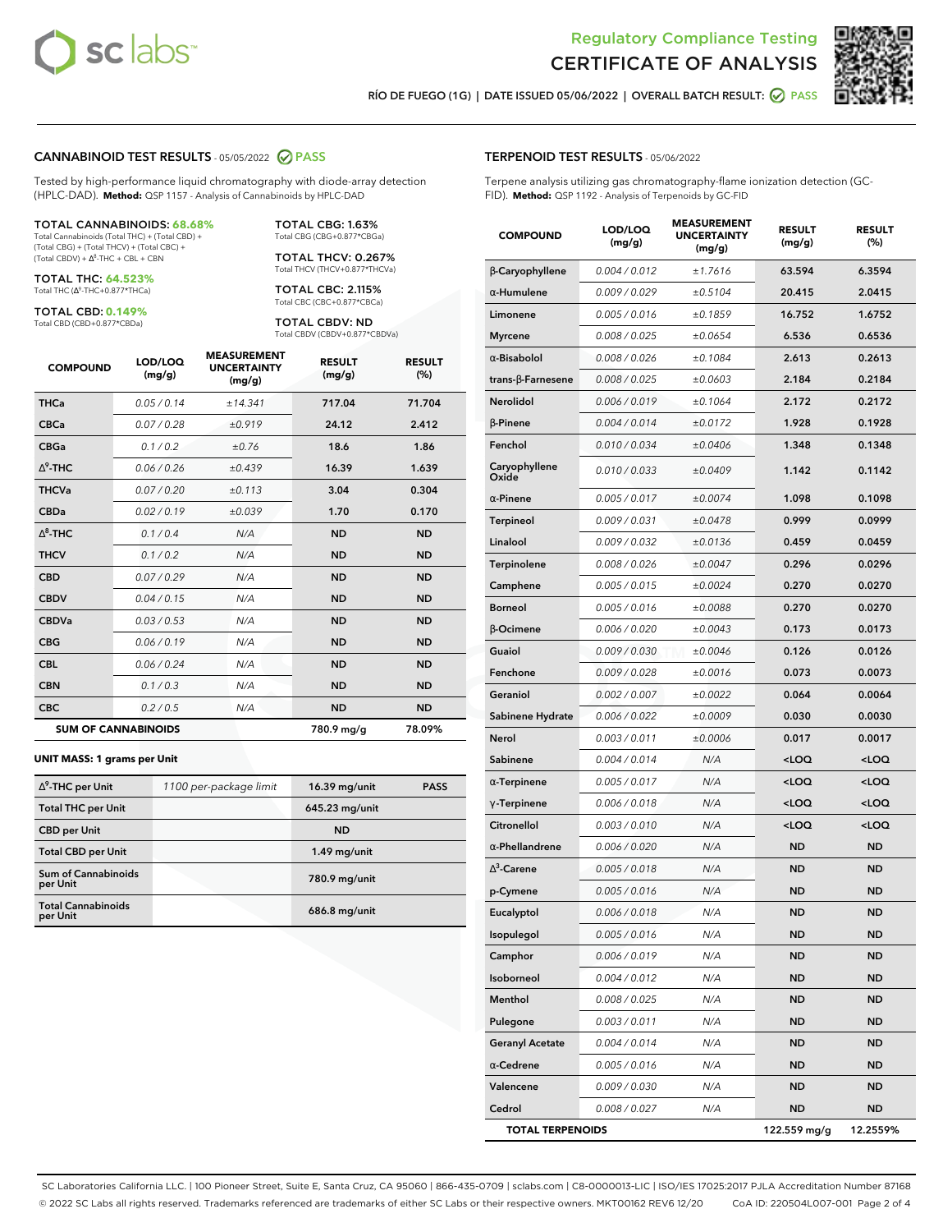# Regulatory Compliance Testing
# CERTIFICATE OF ANALYSIS

RÍO DE FUEGO (1G) | DATE ISSUED 05/06/2022 | OVERALL BATCH RESULT: PASS

## CANNABINOID TEST RESULTS - 05/05/2022 PASS

Tested by high-performance liquid chromatography with diode-array detection (HPLC-DAD). **Method:** QSP 1157 - Analysis of Cannabinoids by HPLC-DAD

**TOTAL CANNABINOIDS: 68.68%**
Total Cannabinoids (Total THC) + (Total CBD) + (Total CBG) + (Total THCV) + (Total CBC) + (Total CBDV) + Δ8-THC + CBL + CBN

**TOTAL THC: 64.523%**
Total THC (Δ9-THC+0.877*THCa)

**TOTAL CBD: 0.149%**
Total CBD (CBD+0.877*CBDa)

**TOTAL CBG: 1.63%**
Total CBG (CBG+0.877*CBGa)

**TOTAL THCV: 0.267%**
Total THCV (THCV+0.877*THCVa)

**TOTAL CBC: 2.115%**
Total CBC (CBC+0.877*CBCa)

**TOTAL CBDV: ND**
Total CBDV (CBDV+0.877*CBDVa)

| COMPOUND | LOD/LOQ (mg/g) | MEASUREMENT UNCERTAINTY (mg/g) | RESULT (mg/g) | RESULT (%) |
|---|---|---|---|---|
| THCa | 0.05 / 0.14 | ±14.341 | 717.04 | 71.704 |
| CBCa | 0.07 / 0.28 | ±0.919 | 24.12 | 2.412 |
| CBGa | 0.1 / 0.2 | ±0.76 | 18.6 | 1.86 |
| Δ9-THC | 0.06 / 0.26 | ±0.439 | 16.39 | 1.639 |
| THCVa | 0.07 / 0.20 | ±0.113 | 3.04 | 0.304 |
| CBDa | 0.02 / 0.19 | ±0.039 | 1.70 | 0.170 |
| Δ8-THC | 0.1 / 0.4 | N/A | ND | ND |
| THCV | 0.1 / 0.2 | N/A | ND | ND |
| CBD | 0.07 / 0.29 | N/A | ND | ND |
| CBDV | 0.04 / 0.15 | N/A | ND | ND |
| CBDVa | 0.03 / 0.53 | N/A | ND | ND |
| CBG | 0.06 / 0.19 | N/A | ND | ND |
| CBL | 0.06 / 0.24 | N/A | ND | ND |
| CBN | 0.1 / 0.3 | N/A | ND | ND |
| CBC | 0.2 / 0.5 | N/A | ND | ND |
| **SUM OF CANNABINOIDS** | | | 780.9 mg/g | 78.09% |

**UNIT MASS: 1 grams per Unit**

| | | | |
|---|---|---|---|
| Δ9-THC per Unit | 1100 per-package limit | 16.39 mg/unit | PASS |
| Total THC per Unit | | 645.23 mg/unit | |
| CBD per Unit | | ND | |
| Total CBD per Unit | | 1.49 mg/unit | |
| Sum of Cannabinoids per Unit | | 780.9 mg/unit | |
| Total Cannabinoids per Unit | | 686.8 mg/unit | |

## TERPENOID TEST RESULTS - 05/06/2022

Terpene analysis utilizing gas chromatography-flame ionization detection (GC-FID). **Method:** QSP 1192 - Analysis of Terpenoids by GC-FID

| COMPOUND | LOD/LOQ (mg/g) | MEASUREMENT UNCERTAINTY (mg/g) | RESULT (mg/g) | RESULT (%) |
|---|---|---|---|---|
| β-Caryophyllene | 0.004 / 0.012 | ±1.7616 | 63.594 | 6.3594 |
| α-Humulene | 0.009 / 0.029 | ±0.5104 | 20.415 | 2.0415 |
| Limonene | 0.005 / 0.016 | ±0.1859 | 16.752 | 1.6752 |
| Myrcene | 0.008 / 0.025 | ±0.0654 | 6.536 | 0.6536 |
| α-Bisabolol | 0.008 / 0.026 | ±0.1084 | 2.613 | 0.2613 |
| trans-β-Farnesene | 0.008 / 0.025 | ±0.0603 | 2.184 | 0.2184 |
| Nerolidol | 0.006 / 0.019 | ±0.1064 | 2.172 | 0.2172 |
| β-Pinene | 0.004 / 0.014 | ±0.0172 | 1.928 | 0.1928 |
| Fenchol | 0.010 / 0.034 | ±0.0406 | 1.348 | 0.1348 |
| Caryophyllene Oxide | 0.010 / 0.033 | ±0.0409 | 1.142 | 0.1142 |
| α-Pinene | 0.005 / 0.017 | ±0.0074 | 1.098 | 0.1098 |
| Terpineol | 0.009 / 0.031 | ±0.0478 | 0.999 | 0.0999 |
| Linalool | 0.009 / 0.032 | ±0.0136 | 0.459 | 0.0459 |
| Terpinolene | 0.008 / 0.026 | ±0.0047 | 0.296 | 0.0296 |
| Camphene | 0.005 / 0.015 | ±0.0024 | 0.270 | 0.0270 |
| Borneol | 0.005 / 0.016 | ±0.0088 | 0.270 | 0.0270 |
| β-Ocimene | 0.006 / 0.020 | ±0.0043 | 0.173 | 0.0173 |
| Guaiol | 0.009 / 0.030 | ±0.0046 | 0.126 | 0.0126 |
| Fenchone | 0.009 / 0.028 | ±0.0016 | 0.073 | 0.0073 |
| Geraniol | 0.002 / 0.007 | ±0.0022 | 0.064 | 0.0064 |
| Sabinene Hydrate | 0.006 / 0.022 | ±0.0009 | 0.030 | 0.0030 |
| Nerol | 0.003 / 0.011 | ±0.0006 | 0.017 | 0.0017 |
| Sabinene | 0.004 / 0.014 | N/A | <LOQ | <LOQ |
| α-Terpinene | 0.005 / 0.017 | N/A | <LOQ | <LOQ |
| γ-Terpinene | 0.006 / 0.018 | N/A | <LOQ | <LOQ |
| Citronellol | 0.003 / 0.010 | N/A | <LOQ | <LOQ |
| α-Phellandrene | 0.006 / 0.020 | N/A | ND | ND |
| Δ3-Carene | 0.005 / 0.018 | N/A | ND | ND |
| p-Cymene | 0.005 / 0.016 | N/A | ND | ND |
| Eucalyptol | 0.006 / 0.018 | N/A | ND | ND |
| Isopulegol | 0.005 / 0.016 | N/A | ND | ND |
| Camphor | 0.006 / 0.019 | N/A | ND | ND |
| Isoborneol | 0.004 / 0.012 | N/A | ND | ND |
| Menthol | 0.008 / 0.025 | N/A | ND | ND |
| Pulegone | 0.003 / 0.011 | N/A | ND | ND |
| Geranyl Acetate | 0.004 / 0.014 | N/A | ND | ND |
| α-Cedrene | 0.005 / 0.016 | N/A | ND | ND |
| Valencene | 0.009 / 0.030 | N/A | ND | ND |
| Cedrol | 0.008 / 0.027 | N/A | ND | ND |
| **TOTAL TERPENOIDS** | | | 122.559 mg/g | 12.2559% |

SC Laboratories California LLC. | 100 Pioneer Street, Suite E, Santa Cruz, CA 95060 | 866-435-0709 | sclabs.com | C8-0000013-LIC | ISO/IES 17025:2017 PJLA Accreditation Number 87168
© 2022 SC Labs all rights reserved. Trademarks referenced are trademarks of either SC Labs or their respective owners. MKT00162 REV6 12/20 CoA ID: 220504L007-001